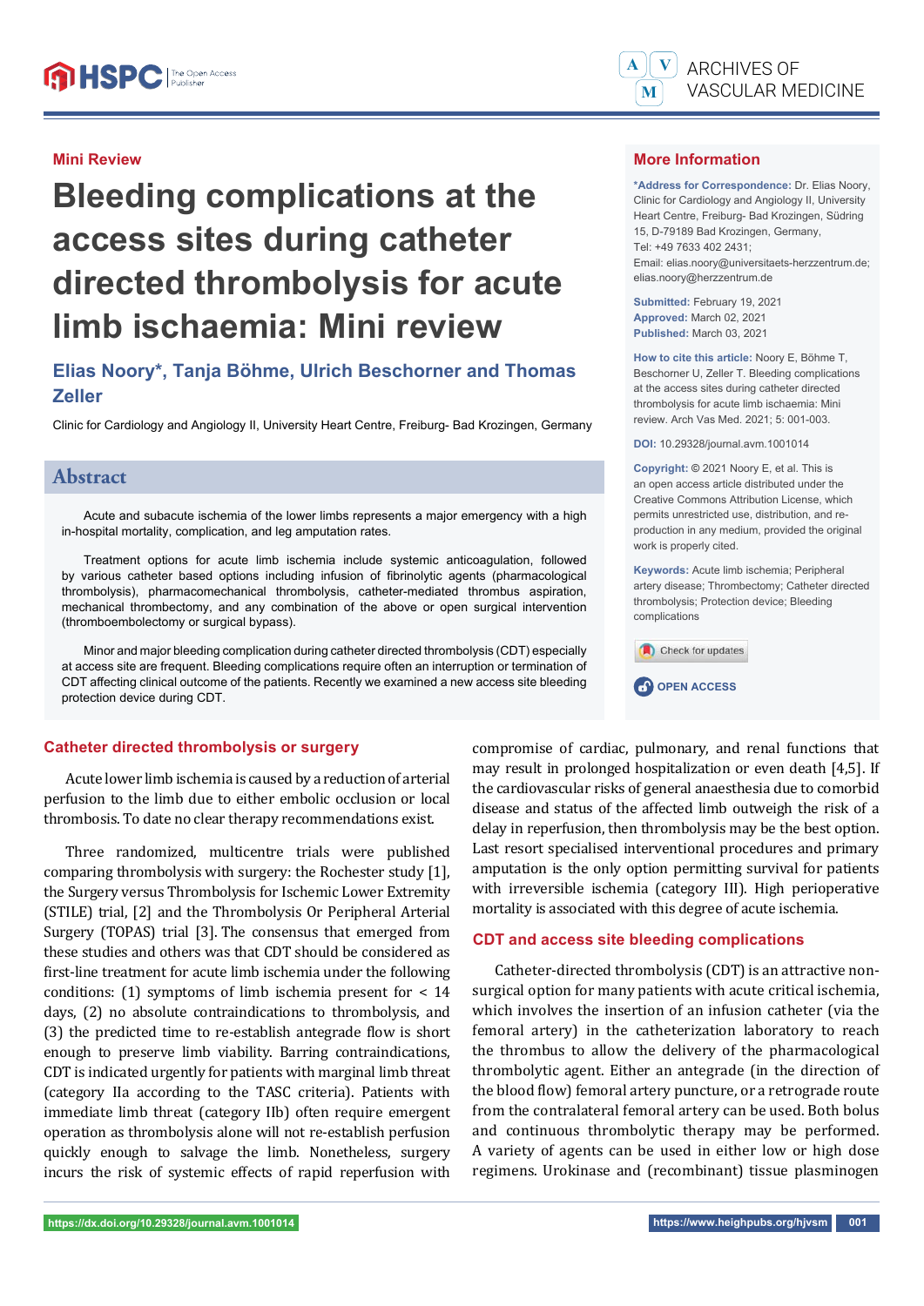Mini Review

# Bleeding complications at the access sites during catheter directed thrombolysis for acute limb ischaemia: Mini review

**Elias Noory*, Tanja Böhme, Ulrich Beschorner and Thomas Zeller**

Clinic for Cardiology and Angiology II, University Heart Centre, Freiburg- Bad Krozingen, Germany

## Abstract

Acute and subacute ischemia of the lower limbs represents a major emergency with a high in-hospital mortality, complication, and leg amputation rates.

Treatment options for acute limb ischemia include systemic anticoagulation, followed by various catheter based options including infusion of fibrinolytic agents (pharmacological thrombolysis), pharmacomechanical thrombolysis, catheter-mediated thrombus aspiration, mechanical thrombectomy, and any combination of the above or open surgical intervention (thromboembolectomy or surgical bypass).

Minor and major bleeding complication during catheter directed thrombolysis (CDT) especially at access site are frequent. Bleeding complications require often an interruption or termination of CDT affecting clinical outcome of the patients. Recently we examined a new access site bleeding protection device during CDT.

## More Information

**\*Address for Correspondence:** Dr. Elias Noory, Clinic for Cardiology and Angiology II, University Heart Centre, Freiburg- Bad Krozingen, Südring 15, D-79189 Bad Krozingen, Germany,
Tel: +49 7633 402 2431;
Email: elias.noory@universitaets-herzzentrum.de; elias.noory@herzzentrum.de

**Submitted:** February 19, 2021
**Approved:** March 02, 2021
**Published:** March 03, 2021

**How to cite this article:** Noory E, Böhme T, Beschorner U, Zeller T. Bleeding complications at the access sites during catheter directed thrombolysis for acute limb ischaemia: Mini review. Arch Vas Med. 2021; 5: 001-003.

**DOI:** 10.29328/journal.avm.1001014

**Copyright:** © 2021 Noory E, et al. This is an open access article distributed under the Creative Commons Attribution License, which permits unrestricted use, distribution, and reproduction in any medium, provided the original work is properly cited.

**Keywords:** Acute limb ischemia; Peripheral artery disease; Thrombectomy; Catheter directed thrombolysis; Protection device; Bleeding complications

OPEN ACCESS

## Catheter directed thrombolysis or surgery

Acute lower limb ischemia is caused by a reduction of arterial perfusion to the limb due to either embolic occlusion or local thrombosis. To date no clear therapy recommendations exist.

Three randomized, multicentre trials were published comparing thrombolysis with surgery: the Rochester study [1], the Surgery versus Thrombolysis for Ischemic Lower Extremity (STILE) trial, [2] and the Thrombolysis Or Peripheral Arterial Surgery (TOPAS) trial [3]. The consensus that emerged from these studies and others was that CDT should be considered as first-line treatment for acute limb ischemia under the following conditions: (1) symptoms of limb ischemia present for < 14 days, (2) no absolute contraindications to thrombolysis, and (3) the predicted time to re-establish antegrade flow is short enough to preserve limb viability. Barring contraindications, CDT is indicated urgently for patients with marginal limb threat (category IIa according to the TASC criteria). Patients with immediate limb threat (category IIb) often require emergent operation as thrombolysis alone will not re-establish perfusion quickly enough to salvage the limb. Nonetheless, surgery incurs the risk of systemic effects of rapid reperfusion with compromise of cardiac, pulmonary, and renal functions that may result in prolonged hospitalization or even death [4,5]. If the cardiovascular risks of general anaesthesia due to comorbid disease and status of the affected limb outweigh the risk of a delay in reperfusion, then thrombolysis may be the best option. Last resort specialised interventional procedures and primary amputation is the only option permitting survival for patients with irreversible ischemia (category III). High perioperative mortality is associated with this degree of acute ischemia.

## CDT and access site bleeding complications

Catheter-directed thrombolysis (CDT) is an attractive non-surgical option for many patients with acute critical ischemia, which involves the insertion of an infusion catheter (via the femoral artery) in the catheterization laboratory to reach the thrombus to allow the delivery of the pharmacological thrombolytic agent. Either an antegrade (in the direction of the blood flow) femoral artery puncture, or a retrograde route from the contralateral femoral artery can be used. Both bolus and continuous thrombolytic therapy may be performed. A variety of agents can be used in either low or high dose regimens. Urokinase and (recombinant) tissue plasminogen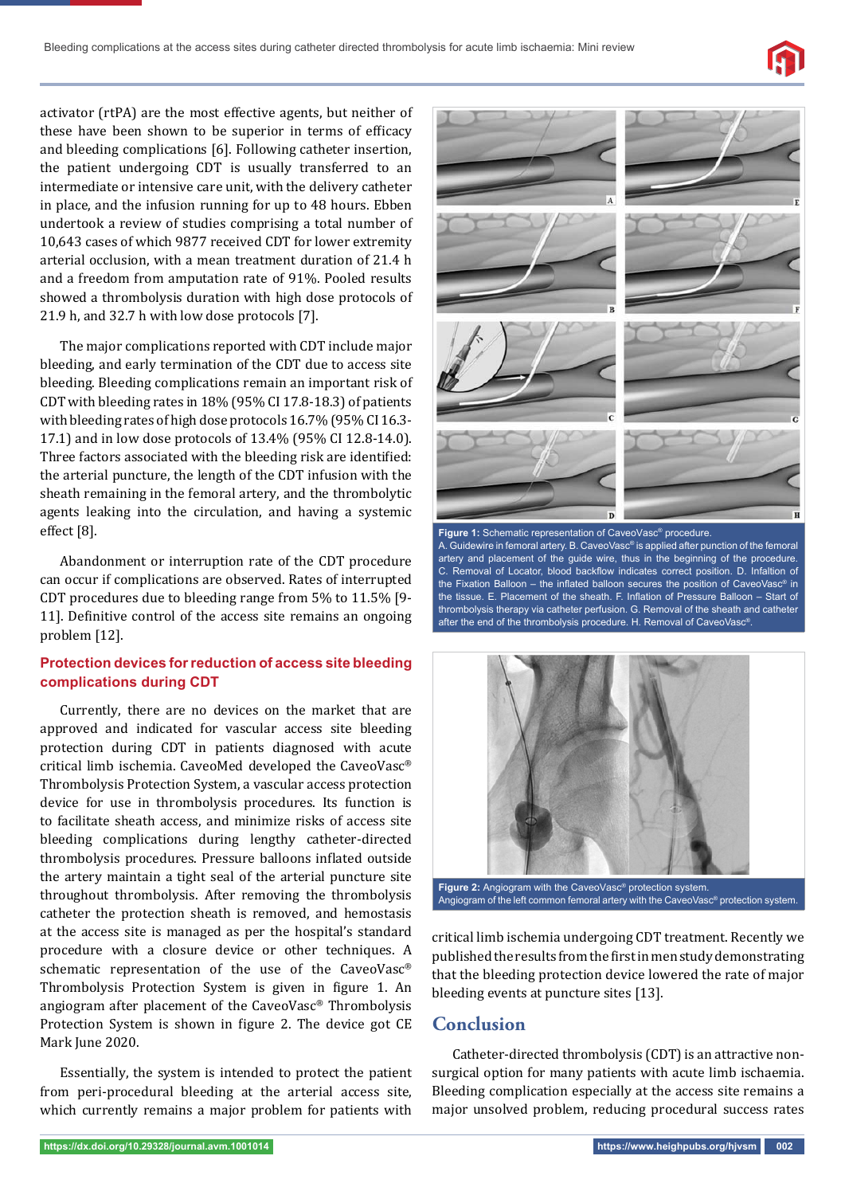activator (rtPA) are the most effective agents, but neither of these have been shown to be superior in terms of efficacy and bleeding complications [6]. Following catheter insertion, the patient undergoing CDT is usually transferred to an intermediate or intensive care unit, with the delivery catheter in place, and the infusion running for up to 48 hours. Ebben undertook a review of studies comprising a total number of 10,643 cases of which 9877 received CDT for lower extremity arterial occlusion, with a mean treatment duration of 21.4 h and a freedom from amputation rate of 91%. Pooled results showed a thrombolysis duration with high dose protocols of 21.9 h, and 32.7 h with low dose protocols [7].

The major complications reported with CDT include major bleeding, and early termination of the CDT due to access site bleeding. Bleeding complications remain an important risk of CDT with bleeding rates in 18% (95% CI 17.8-18.3) of patients with bleeding rates of high dose protocols 16.7% (95% CI 16.3-17.1) and in low dose protocols of 13.4% (95% CI 12.8-14.0). Three factors associated with the bleeding risk are identified: the arterial puncture, the length of the CDT infusion with the sheath remaining in the femoral artery, and the thrombolytic agents leaking into the circulation, and having a systemic effect [8].

Abandonment or interruption rate of the CDT procedure can occur if complications are observed. Rates of interrupted CDT procedures due to bleeding range from 5% to 11.5% [9-11]. Definitive control of the access site remains an ongoing problem [12].

## Protection devices for reduction of access site bleeding complications during CDT

Currently, there are no devices on the market that are approved and indicated for vascular access site bleeding protection during CDT in patients diagnosed with acute critical limb ischemia. CaveoMed developed the CaveoVasc® Thrombolysis Protection System, a vascular access protection device for use in thrombolysis procedures. Its function is to facilitate sheath access, and minimize risks of access site bleeding complications during lengthy catheter-directed thrombolysis procedures. Pressure balloons inflated outside the artery maintain a tight seal of the arterial puncture site throughout thrombolysis. After removing the thrombolysis catheter the protection sheath is removed, and hemostasis at the access site is managed as per the hospital's standard procedure with a closure device or other techniques. A schematic representation of the use of the CaveoVasc® Thrombolysis Protection System is given in figure 1. An angiogram after placement of the CaveoVasc® Thrombolysis Protection System is shown in figure 2. The device got CE Mark June 2020.

Essentially, the system is intended to protect the patient from peri-procedural bleeding at the arterial access site, which currently remains a major problem for patients with critical limb ischemia undergoing CDT treatment. Recently we published the results from the first in men study demonstrating that the bleeding protection device lowered the rate of major bleeding events at puncture sites [13].

**Figure 1:** Schematic representation of CaveoVasc® procedure.
A. Guidewire in femoral artery. B. CaveoVasc® is applied after punction of the femoral artery and placement of the guide wire, thus in the beginning of the procedure. C. Removal of Locator, blood backflow indicates correct position. D. Infaltion of the Fixation Balloon – the inflated balloon secures the position of CaveoVasc® in the tissue. E. Placement of the sheath. F. Inflation of Pressure Balloon – Start of thrombolysis therapy via catheter perfusion. G. Removal of the sheath and catheter after the end of the thrombolysis procedure. H. Removal of CaveoVasc®.

**Figure 2:** Angiogram with the CaveoVasc® protection system.
Angiogram of the left common femoral artery with the CaveoVasc® protection system.

## Conclusion

Catheter-directed thrombolysis (CDT) is an attractive non-surgical option for many patients with acute limb ischaemia. Bleeding complication especially at the access site remains a major unsolved problem, reducing procedural success rates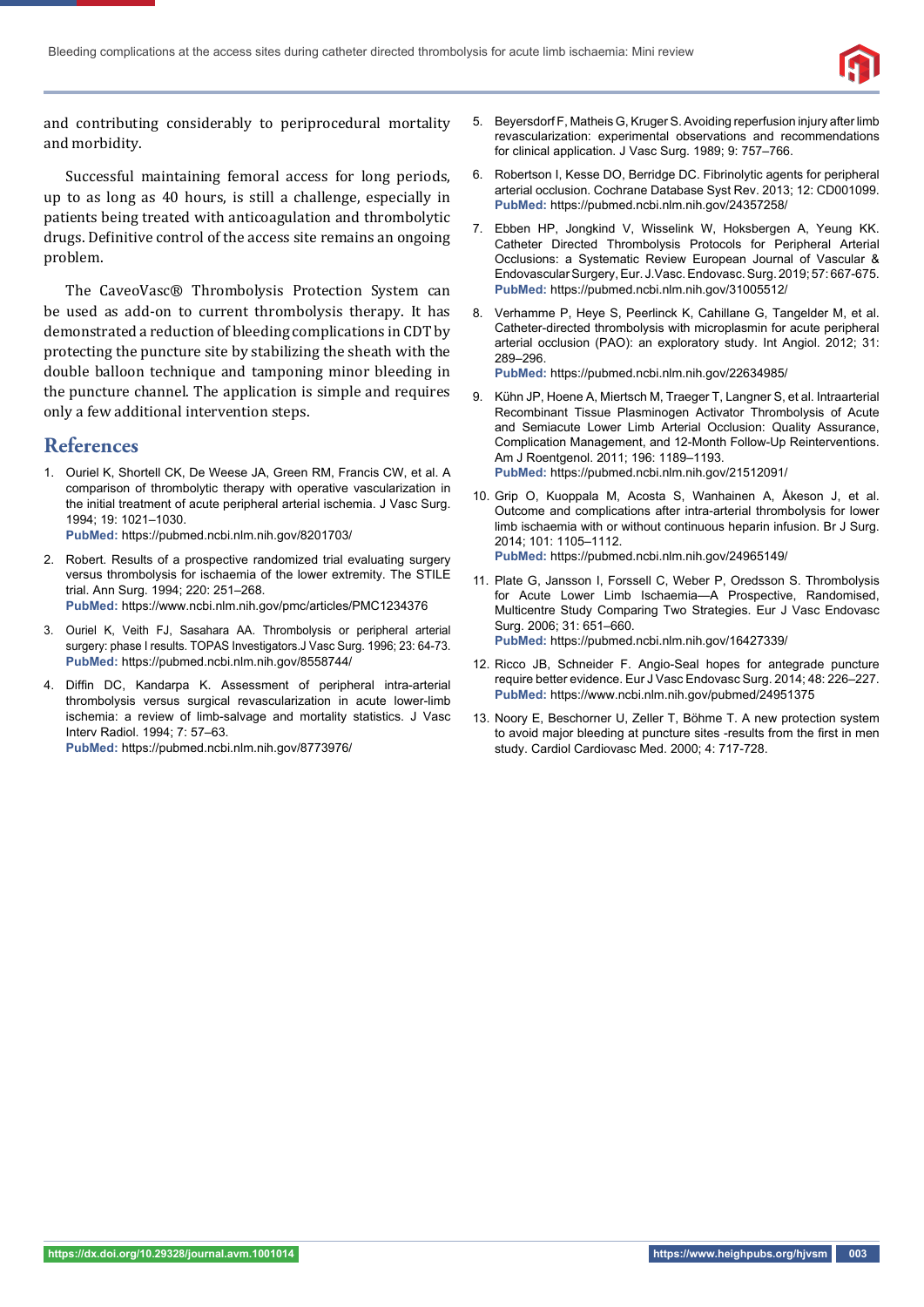and contributing considerably to periprocedural mortality and morbidity.

Successful maintaining femoral access for long periods, up to as long as 40 hours, is still a challenge, especially in patients being treated with anticoagulation and thrombolytic drugs. Definitive control of the access site remains an ongoing problem.

The CaveoVasc® Thrombolysis Protection System can be used as add-on to current thrombolysis therapy. It has demonstrated a reduction of bleeding complications in CDT by protecting the puncture site by stabilizing the sheath with the double balloon technique and tamponing minor bleeding in the puncture channel. The application is simple and requires only a few additional intervention steps.

## References

1. Ouriel K, Shortell CK, De Weese JA, Green RM, Francis CW, et al. A comparison of thrombolytic therapy with operative vascularization in the initial treatment of acute peripheral arterial ischemia. J Vasc Surg. 1994; 19: 1021–1030. **PubMed:** https://pubmed.ncbi.nlm.nih.gov/8201703/
2. Robert. Results of a prospective randomized trial evaluating surgery versus thrombolysis for ischaemia of the lower extremity. The STILE trial. Ann Surg. 1994; 220: 251–268. **PubMed:** https://www.ncbi.nlm.nih.gov/pmc/articles/PMC1234376
3. Ouriel K, Veith FJ, Sasahara AA. Thrombolysis or peripheral arterial surgery: phase I results. TOPAS Investigators.J Vasc Surg. 1996; 23: 64-73. **PubMed:** https://pubmed.ncbi.nlm.nih.gov/8558744/
4. Diffin DC, Kandarpa K. Assessment of peripheral intra-arterial thrombolysis versus surgical revascularization in acute lower-limb ischemia: a review of limb-salvage and mortality statistics. J Vasc Interv Radiol. 1994; 7: 57–63. **PubMed:** https://pubmed.ncbi.nlm.nih.gov/8773976/
5. Beyersdorf F, Matheis G, Kruger S. Avoiding reperfusion injury after limb revascularization: experimental observations and recommendations for clinical application. J Vasc Surg. 1989; 9: 757–766.
6. Robertson I, Kesse DO, Berridge DC. Fibrinolytic agents for peripheral arterial occlusion. Cochrane Database Syst Rev. 2013; 12: CD001099. **PubMed:** https://pubmed.ncbi.nlm.nih.gov/24357258/
7. Ebben HP, Jongkind V, Wisselink W, Hoksbergen A, Yeung KK. Catheter Directed Thrombolysis Protocols for Peripheral Arterial Occlusions: a Systematic Review European Journal of Vascular & Endovascular Surgery, Eur. J.Vasc. Endovasc. Surg. 2019; 57: 667-675. **PubMed:** https://pubmed.ncbi.nlm.nih.gov/31005512/
8. Verhamme P, Heye S, Peerlinck K, Cahillane G, Tangelder M, et al. Catheter-directed thrombolysis with microplasmin for acute peripheral arterial occlusion (PAO): an exploratory study. Int Angiol. 2012; 31: 289–296. **PubMed:** https://pubmed.ncbi.nlm.nih.gov/22634985/
9. Kühn JP, Hoene A, Miertsch M, Traeger T, Langner S, et al. Intraarterial Recombinant Tissue Plasminogen Activator Thrombolysis of Acute and Semiacute Lower Limb Arterial Occlusion: Quality Assurance, Complication Management, and 12-Month Follow-Up Reinterventions. Am J Roentgenol. 2011; 196: 1189–1193. **PubMed:** https://pubmed.ncbi.nlm.nih.gov/21512091/
10. Grip O, Kuoppala M, Acosta S, Wanhainen A, Åkeson J, et al. Outcome and complications after intra-arterial thrombolysis for lower limb ischaemia with or without continuous heparin infusion. Br J Surg. 2014; 101: 1105–1112. **PubMed:** https://pubmed.ncbi.nlm.nih.gov/24965149/
11. Plate G, Jansson I, Forssell C, Weber P, Oredsson S. Thrombolysis for Acute Lower Limb Ischaemia—A Prospective, Randomised, Multicentre Study Comparing Two Strategies. Eur J Vasc Endovasc Surg. 2006; 31: 651–660. **PubMed:** https://pubmed.ncbi.nlm.nih.gov/16427339/
12. Ricco JB, Schneider F. Angio-Seal hopes for antegrade puncture require better evidence. Eur J Vasc Endovasc Surg. 2014; 48: 226–227. **PubMed:** https://www.ncbi.nlm.nih.gov/pubmed/24951375
13. Noory E, Beschorner U, Zeller T, Böhme T. A new protection system to avoid major bleeding at puncture sites -results from the first in men study. Cardiol Cardiovasc Med. 2000; 4: 717-728.